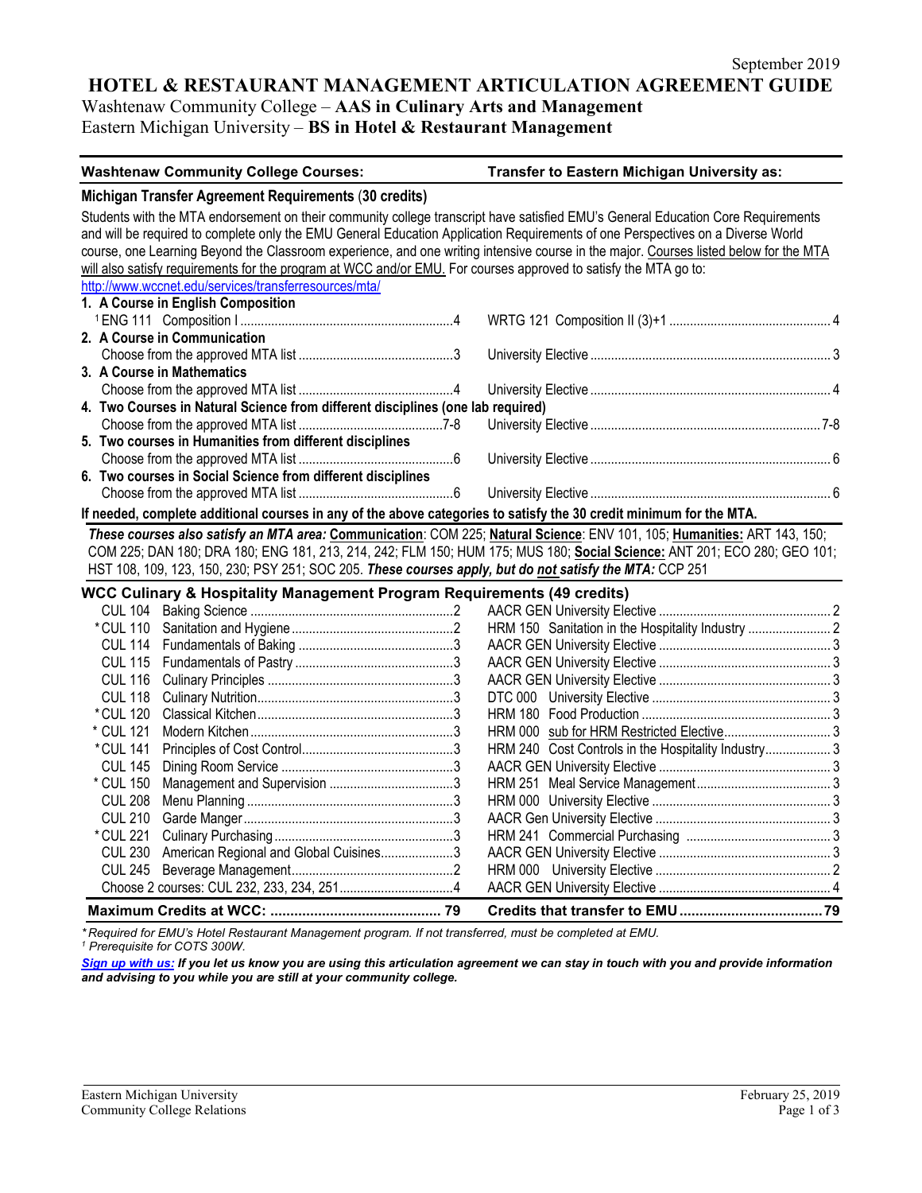September 2019

# HOTEL & RESTAURANT MANAGEMENT ARTICULATION AGREEMENT GUIDE

Washtenaw Community College – **AAS in Culinary Arts and Management**
Eastern Michigan University – **BS in Hotel & Restaurant Management**

| **Washtenaw Community College Courses:** | **Transfer to Eastern Michigan University as:** |
|---|---|

### Michigan Transfer Agreement Requirements (30 credits)

Students with the MTA endorsement on their community college transcript have satisfied EMU's General Education Core Requirements and will be required to complete only the EMU General Education Application Requirements of one Perspectives on a Diverse World course, one Learning Beyond the Classroom experience, and one writing intensive course in the major. Courses listed below for the MTA will also satisfy requirements for the program at WCC and/or EMU. For courses approved to satisfy the MTA go to: http://www.wccnet.edu/services/transferresources/mta/

| Washtenaw Community College Courses | Credits | Transfer to Eastern Michigan University as | Credits |
|---|---|---|---|
| **1. A Course in English Composition** | | | |
| [1] ENG 111 Composition I | 4 | WRTG 121 Composition II (3)+1 | 4 |
| **2. A Course in Communication** | | | |
| Choose from the approved MTA list | 3 | University Elective | 3 |
| **3. A Course in Mathematics** | | | |
| Choose from the approved MTA list | 4 | University Elective | 4 |
| **4. Two Courses in Natural Science from different disciplines (one lab required)** | | | |
| Choose from the approved MTA list | 7-8 | University Elective | 7-8 |
| **5. Two courses in Humanities from different disciplines** | | | |
| Choose from the approved MTA list | 6 | University Elective | 6 |
| **6. Two courses in Social Science from different disciplines** | | | |
| Choose from the approved MTA list | 6 | University Elective | 6 |

**If needed, complete additional courses in any of the above categories to satisfy the 30 credit minimum for the MTA.**

***These courses also satisfy an MTA area:*** **Communication**: COM 225; **Natural Science**: ENV 101, 105; **Humanities:** ART 143, 150; COM 225; DAN 180; DRA 180; ENG 181, 213, 214, 242; FLM 150; HUM 175; MUS 180; **Social Science:** ANT 201; ECO 280; GEO 101; HST 108, 109, 123, 150, 230; PSY 251; SOC 205. ***These courses apply, but do not satisfy the MTA:*** CCP 251

### WCC Culinary & Hospitality Management Program Requirements (49 credits)

| Washtenaw Community College Courses | Credits | Transfer to Eastern Michigan University as | Credits |
|---|---|---|---|
| CUL 104 Baking Science | 2 | AACR GEN University Elective | 2 |
| *CUL 110 Sanitation and Hygiene | 2 | HRM 150 Sanitation in the Hospitality Industry | 2 |
| CUL 114 Fundamentals of Baking | 3 | AACR GEN University Elective | 3 |
| CUL 115 Fundamentals of Pastry | 3 | AACR GEN University Elective | 3 |
| CUL 116 Culinary Principles | 3 | AACR GEN University Elective | 3 |
| CUL 118 Culinary Nutrition | 3 | DTC 000 University Elective | 3 |
| *CUL 120 Classical Kitchen | 3 | HRM 180 Food Production | 3 |
| *CUL 121 Modern Kitchen | 3 | HRM 000 sub for HRM Restricted Elective | 3 |
| *CUL 141 Principles of Cost Control | 3 | HRM 240 Cost Controls in the Hospitality Industry | 3 |
| CUL 145 Dining Room Service | 3 | AACR GEN University Elective | 3 |
| *CUL 150 Management and Supervision | 3 | HRM 251 Meal Service Management | 3 |
| CUL 208 Menu Planning | 3 | HRM 000 University Elective | 3 |
| CUL 210 Garde Manger | 3 | AACR Gen University Elective | 3 |
| *CUL 221 Culinary Purchasing | 3 | HRM 241 Commercial Purchasing | 3 |
| CUL 230 American Regional and Global Cuisines | 3 | AACR GEN University Elective | 3 |
| CUL 245 Beverage Management | 2 | HRM 000 University Elective | 2 |
| Choose 2 courses: CUL 232, 233, 234, 251 | 4 | AACR GEN University Elective | 4 |
| **Maximum Credits at WCC:** | **79** | **Credits that transfer to EMU** | **79** |

*\*Required for EMU's Hotel Restaurant Management program. If not transferred, must be completed at EMU.*
*[1] Prerequisite for COTS 300W.*

***Sign up with us:** If you let us know you are using this articulation agreement we can stay in touch with you and provide information and advising to you while you are still at your community college.*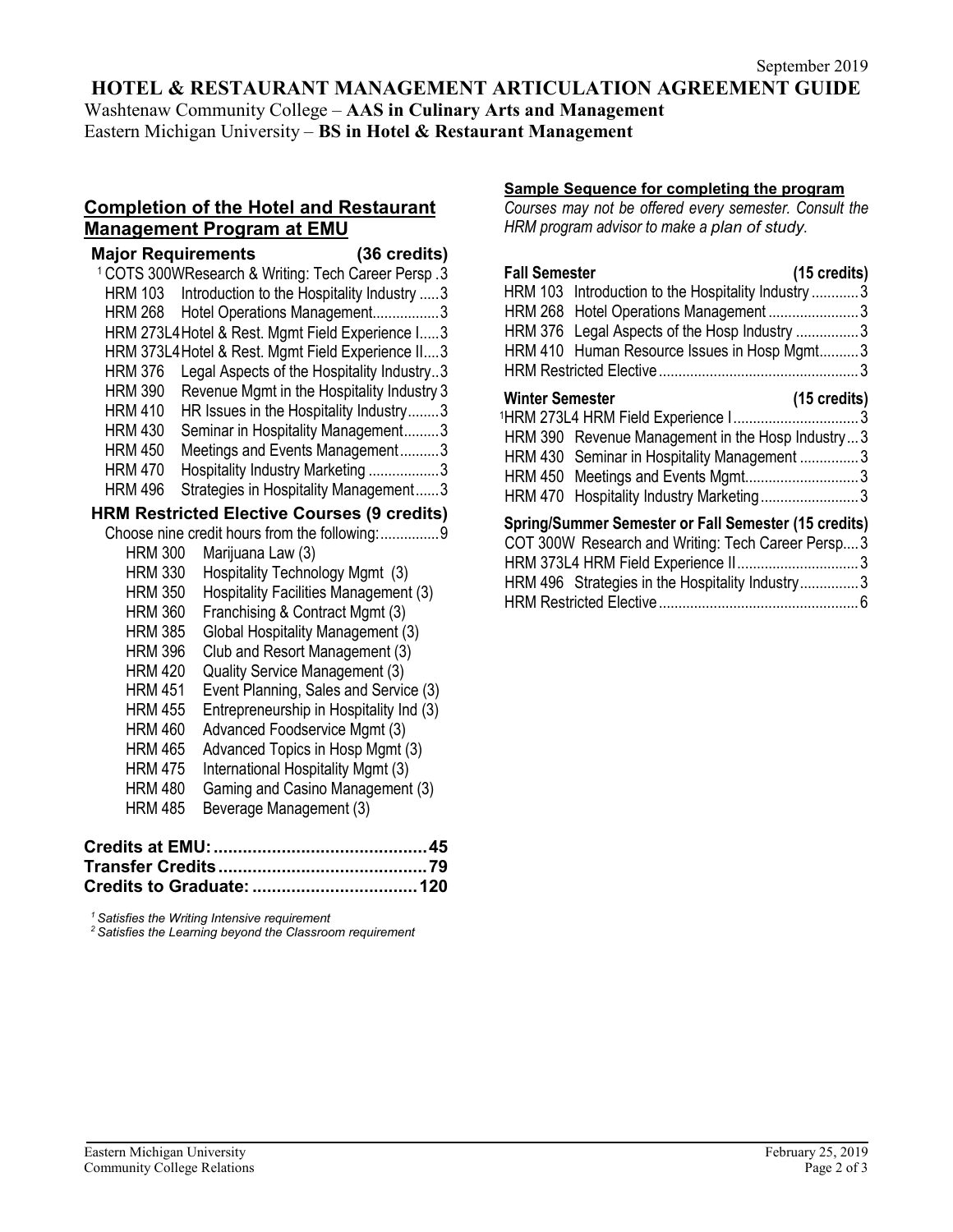September 2019

# HOTEL & RESTAURANT MANAGEMENT ARTICULATION AGREEMENT GUIDE

Washtenaw Community College – **AAS in Culinary Arts and Management**
Eastern Michigan University – **BS in Hotel & Restaurant Management**

## Completion of the Hotel and Restaurant Management Program at EMU

### Major Requirements (36 credits)

| Course | Title | Credits |
|---|---|---|
| [1] COTS 300W | Research & Writing: Tech Career Persp | 3 |
| HRM 103 | Introduction to the Hospitality Industry | 3 |
| HRM 268 | Hotel Operations Management | 3 |
| HRM 273L4 | Hotel & Rest. Mgmt Field Experience I | 3 |
| HRM 373L4 | Hotel & Rest. Mgmt Field Experience II | 3 |
| HRM 376 | Legal Aspects of the Hospitality Industry | 3 |
| HRM 390 | Revenue Mgmt in the Hospitality Industry | 3 |
| HRM 410 | HR Issues in the Hospitality Industry | 3 |
| HRM 430 | Seminar in Hospitality Management | 3 |
| HRM 450 | Meetings and Events Management | 3 |
| HRM 470 | Hospitality Industry Marketing | 3 |
| HRM 496 | Strategies in Hospitality Management | 3 |

### HRM Restricted Elective Courses (9 credits)

Choose nine credit hours from the following: 9

- HRM 300 Marijuana Law (3)
- HRM 330 Hospitality Technology Mgmt (3)
- HRM 350 Hospitality Facilities Management (3)
- HRM 360 Franchising & Contract Mgmt (3)
- HRM 385 Global Hospitality Management (3)
- HRM 396 Club and Resort Management (3)
- HRM 420 Quality Service Management (3)
- HRM 451 Event Planning, Sales and Service (3)
- HRM 455 Entrepreneurship in Hospitality Ind (3)
- HRM 460 Advanced Foodservice Mgmt (3)
- HRM 465 Advanced Topics in Hosp Mgmt (3)
- HRM 475 International Hospitality Mgmt (3)
- HRM 480 Gaming and Casino Management (3)
- HRM 485 Beverage Management (3)

| | |
|---|---|
| **Credits at EMU:** | **45** |
| **Transfer Credits** | **79** |
| **Credits to Graduate:** | **120** |

*[1] Satisfies the Writing Intensive requirement*
*[2] Satisfies the Learning beyond the Classroom requirement*

## Sample Sequence for completing the program

*Courses may not be offered every semester. Consult the HRM program advisor to make a plan of study.*

### Fall Semester (15 credits)

| Course | Title | Credits |
|---|---|---|
| HRM 103 | Introduction to the Hospitality Industry | 3 |
| HRM 268 | Hotel Operations Management | 3 |
| HRM 376 | Legal Aspects of the Hosp Industry | 3 |
| HRM 410 | Human Resource Issues in Hosp Mgmt | 3 |
| HRM Restricted Elective | | 3 |

### Winter Semester (15 credits)

| Course | Title | Credits |
|---|---|---|
| [1] HRM 273L4 | HRM Field Experience I | 3 |
| HRM 390 | Revenue Management in the Hosp Industry | 3 |
| HRM 430 | Seminar in Hospitality Management | 3 |
| HRM 450 | Meetings and Events Mgmt | 3 |
| HRM 470 | Hospitality Industry Marketing | 3 |

### Spring/Summer Semester or Fall Semester (15 credits)

| Course | Title | Credits |
|---|---|---|
| COT 300W | Research and Writing: Tech Career Persp | 3 |
| HRM 373L4 | HRM Field Experience II | 3 |
| HRM 496 | Strategies in the Hospitality Industry | 3 |
| HRM Restricted Elective | | 6 |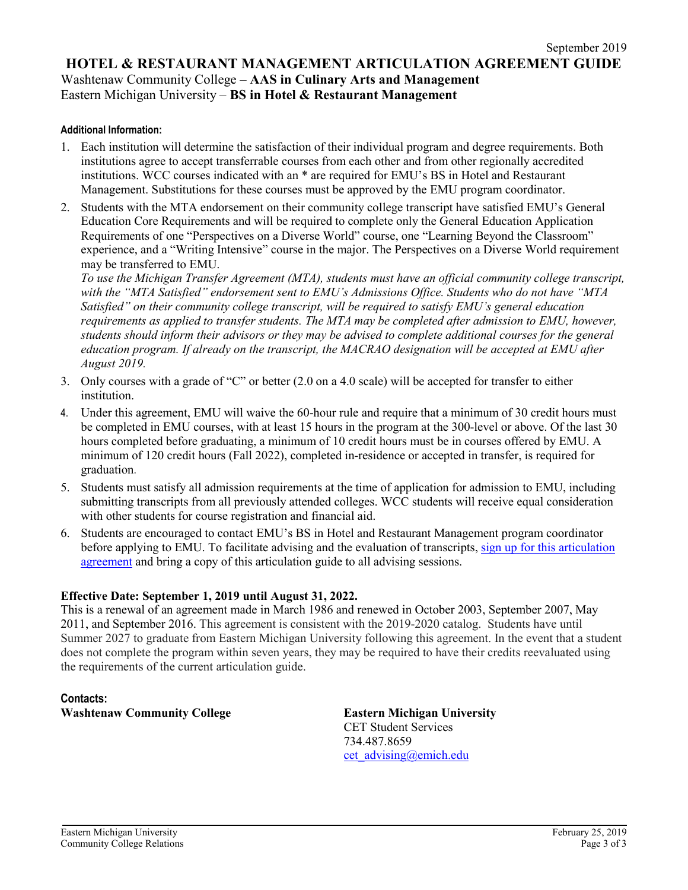September 2019

# HOTEL & RESTAURANT MANAGEMENT ARTICULATION AGREEMENT GUIDE

Washtenaw Community College – **AAS in Culinary Arts and Management**
Eastern Michigan University – **BS in Hotel & Restaurant Management**

**Additional Information:**

1. Each institution will determine the satisfaction of their individual program and degree requirements. Both institutions agree to accept transferrable courses from each other and from other regionally accredited institutions. WCC courses indicated with an * are required for EMU's BS in Hotel and Restaurant Management. Substitutions for these courses must be approved by the EMU program coordinator.
2. Students with the MTA endorsement on their community college transcript have satisfied EMU's General Education Core Requirements and will be required to complete only the General Education Application Requirements of one "Perspectives on a Diverse World" course, one "Learning Beyond the Classroom" experience, and a "Writing Intensive" course in the major. The Perspectives on a Diverse World requirement may be transferred to EMU.
   *To use the Michigan Transfer Agreement (MTA), students must have an official community college transcript, with the "MTA Satisfied" endorsement sent to EMU's Admissions Office. Students who do not have "MTA Satisfied" on their community college transcript, will be required to satisfy EMU's general education requirements as applied to transfer students. The MTA may be completed after admission to EMU, however, students should inform their advisors or they may be advised to complete additional courses for the general education program. If already on the transcript, the MACRAO designation will be accepted at EMU after August 2019.*
3. Only courses with a grade of "C" or better (2.0 on a 4.0 scale) will be accepted for transfer to either institution.
4. Under this agreement, EMU will waive the 60-hour rule and require that a minimum of 30 credit hours must be completed in EMU courses, with at least 15 hours in the program at the 300-level or above. Of the last 30 hours completed before graduating, a minimum of 10 credit hours must be in courses offered by EMU. A minimum of 120 credit hours (Fall 2022), completed in-residence or accepted in transfer, is required for graduation.
5. Students must satisfy all admission requirements at the time of application for admission to EMU, including submitting transcripts from all previously attended colleges. WCC students will receive equal consideration with other students for course registration and financial aid.
6. Students are encouraged to contact EMU's BS in Hotel and Restaurant Management program coordinator before applying to EMU. To facilitate advising and the evaluation of transcripts, [sign up for this articulation agreement]() and bring a copy of this articulation guide to all advising sessions.

**Effective Date: September 1, 2019 until August 31, 2022.**
This is a renewal of an agreement made in March 1986 and renewed in October 2003, September 2007, May 2011, and September 2016. This agreement is consistent with the 2019-2020 catalog. Students have until Summer 2027 to graduate from Eastern Michigan University following this agreement. In the event that a student does not complete the program within seven years, they may be required to have their credits reevaluated using the requirements of the current articulation guide.

**Contacts:**

**Washtenaw Community College**

**Eastern Michigan University**
CET Student Services
734.487.8659
cet_advising@emich.edu